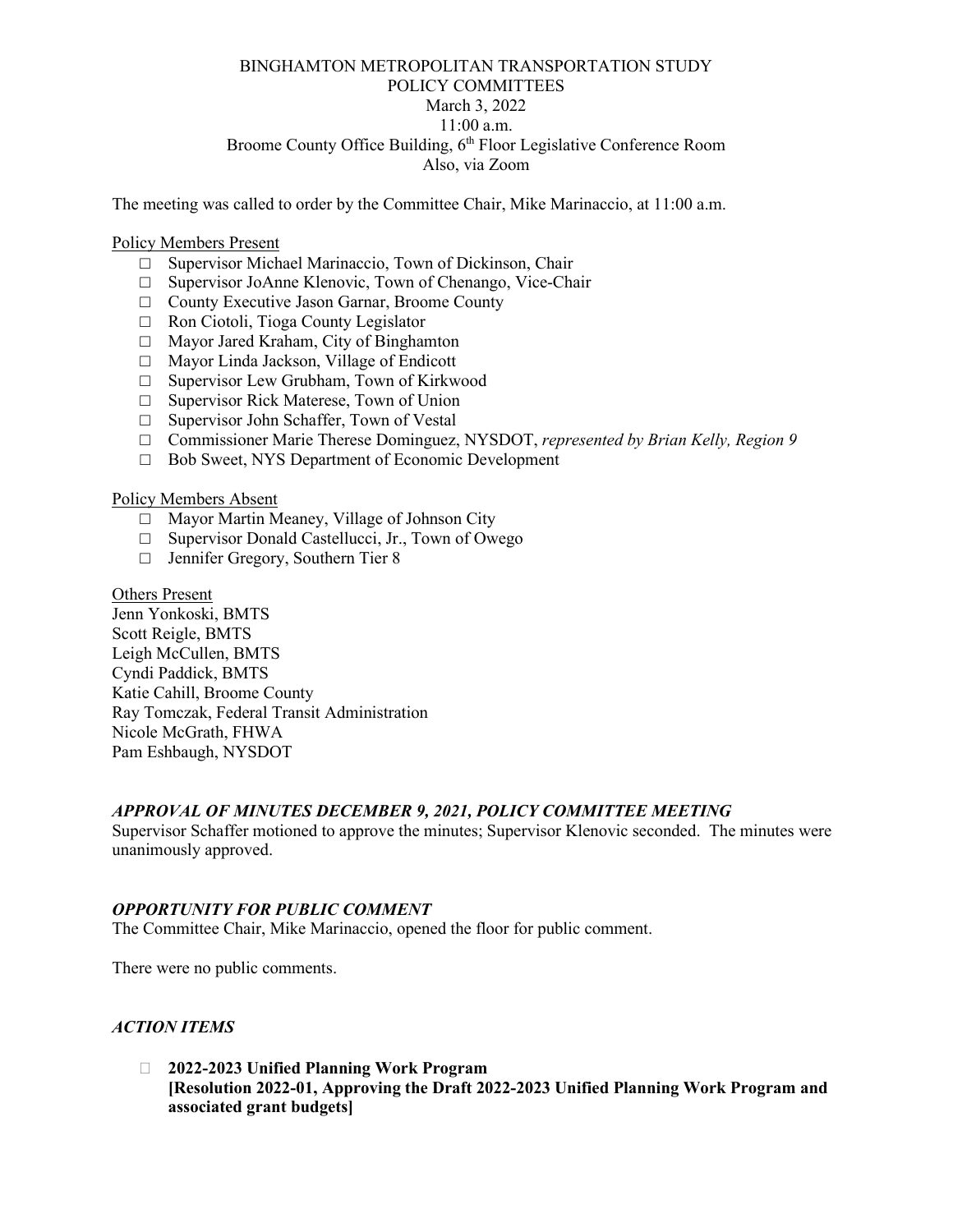BINGHAMTON METROPOLITAN TRANSPORTATION STUDY
POLICY COMMITTEES
March 3, 2022
11:00 a.m.
Broome County Office Building, 6th Floor Legislative Conference Room
Also, via Zoom

The meeting was called to order by the Committee Chair, Mike Marinaccio, at 11:00 a.m.

Policy Members Present

- Supervisor Michael Marinaccio, Town of Dickinson, Chair
- Supervisor JoAnne Klenovic, Town of Chenango, Vice-Chair
- County Executive Jason Garnar, Broome County
- Ron Ciotoli, Tioga County Legislator
- Mayor Jared Kraham, City of Binghamton
- Mayor Linda Jackson, Village of Endicott
- Supervisor Lew Grubham, Town of Kirkwood
- Supervisor Rick Materese, Town of Union
- Supervisor John Schaffer, Town of Vestal
- Commissioner Marie Therese Dominguez, NYSDOT, *represented by Brian Kelly, Region 9*
- Bob Sweet, NYS Department of Economic Development

Policy Members Absent

- Mayor Martin Meaney, Village of Johnson City
- Supervisor Donald Castellucci, Jr., Town of Owego
- Jennifer Gregory, Southern Tier 8

Others Present
Jenn Yonkoski, BMTS
Scott Reigle, BMTS
Leigh McCullen, BMTS
Cyndi Paddick, BMTS
Katie Cahill, Broome County
Ray Tomczak, Federal Transit Administration
Nicole McGrath, FHWA
Pam Eshbaugh, NYSDOT

### *APPROVAL OF MINUTES DECEMBER 9, 2021, POLICY COMMITTEE MEETING*

Supervisor Schaffer motioned to approve the minutes; Supervisor Klenovic seconded. The minutes were unanimously approved.

### *OPPORTUNITY FOR PUBLIC COMMENT*

The Committee Chair, Mike Marinaccio, opened the floor for public comment.

There were no public comments.

### *ACTION ITEMS*

- **2022-2023 Unified Planning Work Program**
  **[Resolution 2022-01, Approving the Draft 2022-2023 Unified Planning Work Program and associated grant budgets]**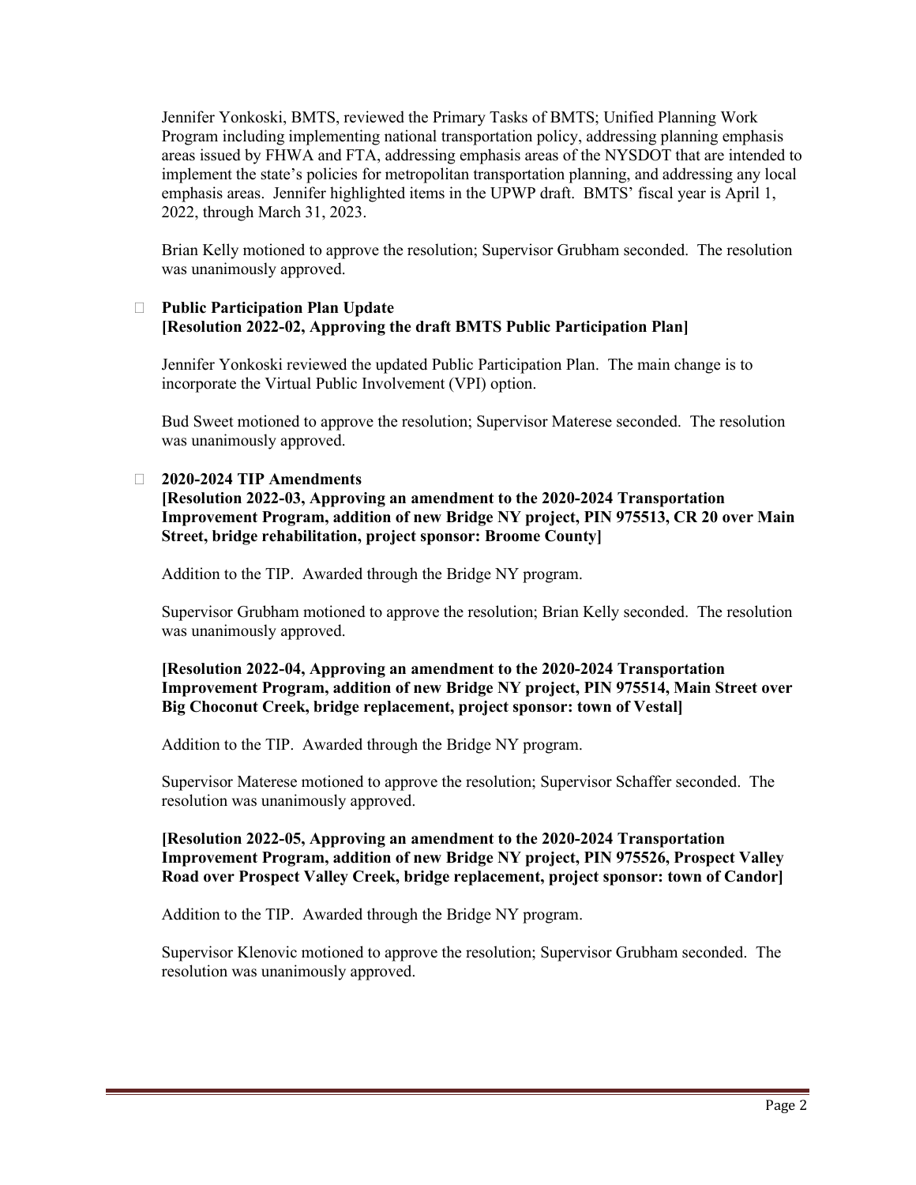Jennifer Yonkoski, BMTS, reviewed the Primary Tasks of BMTS; Unified Planning Work Program including implementing national transportation policy, addressing planning emphasis areas issued by FHWA and FTA, addressing emphasis areas of the NYSDOT that are intended to implement the state's policies for metropolitan transportation planning, and addressing any local emphasis areas. Jennifer highlighted items in the UPWP draft. BMTS' fiscal year is April 1, 2022, through March 31, 2023.

Brian Kelly motioned to approve the resolution; Supervisor Grubham seconded. The resolution was unanimously approved.

- **Public Participation Plan Update**
  **[Resolution 2022-02, Approving the draft BMTS Public Participation Plan]**

  Jennifer Yonkoski reviewed the updated Public Participation Plan. The main change is to incorporate the Virtual Public Involvement (VPI) option.

  Bud Sweet motioned to approve the resolution; Supervisor Materese seconded. The resolution was unanimously approved.

- **2020-2024 TIP Amendments**
  **[Resolution 2022-03, Approving an amendment to the 2020-2024 Transportation Improvement Program, addition of new Bridge NY project, PIN 975513, CR 20 over Main Street, bridge rehabilitation, project sponsor: Broome County]**

  Addition to the TIP. Awarded through the Bridge NY program.

  Supervisor Grubham motioned to approve the resolution; Brian Kelly seconded. The resolution was unanimously approved.

  **[Resolution 2022-04, Approving an amendment to the 2020-2024 Transportation Improvement Program, addition of new Bridge NY project, PIN 975514, Main Street over Big Choconut Creek, bridge replacement, project sponsor: town of Vestal]**

  Addition to the TIP. Awarded through the Bridge NY program.

  Supervisor Materese motioned to approve the resolution; Supervisor Schaffer seconded. The resolution was unanimously approved.

  **[Resolution 2022-05, Approving an amendment to the 2020-2024 Transportation Improvement Program, addition of new Bridge NY project, PIN 975526, Prospect Valley Road over Prospect Valley Creek, bridge replacement, project sponsor: town of Candor]**

  Addition to the TIP. Awarded through the Bridge NY program.

  Supervisor Klenovic motioned to approve the resolution; Supervisor Grubham seconded. The resolution was unanimously approved.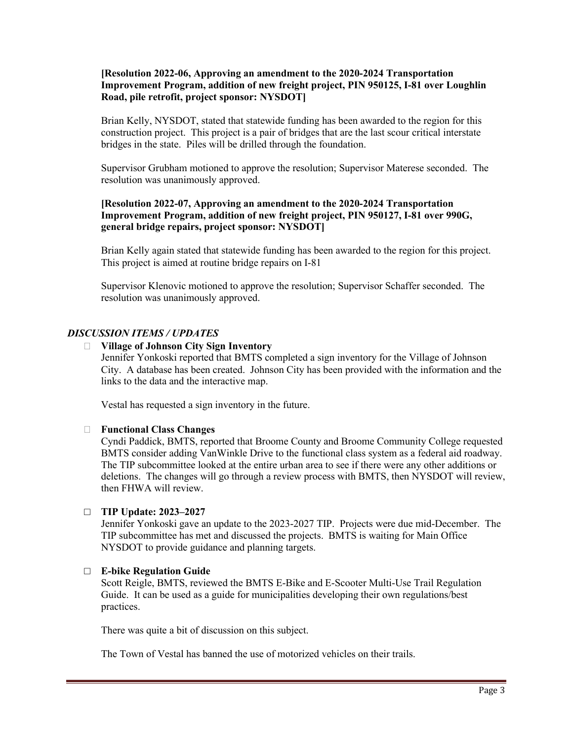**[Resolution 2022-06, Approving an amendment to the 2020-2024 Transportation Improvement Program, addition of new freight project, PIN 950125, I-81 over Loughlin Road, pile retrofit, project sponsor: NYSDOT]**

Brian Kelly, NYSDOT, stated that statewide funding has been awarded to the region for this construction project. This project is a pair of bridges that are the last scour critical interstate bridges in the state. Piles will be drilled through the foundation.

Supervisor Grubham motioned to approve the resolution; Supervisor Materese seconded. The resolution was unanimously approved.

**[Resolution 2022-07, Approving an amendment to the 2020-2024 Transportation Improvement Program, addition of new freight project, PIN 950127, I-81 over 990G, general bridge repairs, project sponsor: NYSDOT]**

Brian Kelly again stated that statewide funding has been awarded to the region for this project. This project is aimed at routine bridge repairs on I-81

Supervisor Klenovic motioned to approve the resolution; Supervisor Schaffer seconded. The resolution was unanimously approved.

### *DISCUSSION ITEMS / UPDATES*

- **Village of Johnson City Sign Inventory**
  Jennifer Yonkoski reported that BMTS completed a sign inventory for the Village of Johnson City. A database has been created. Johnson City has been provided with the information and the links to the data and the interactive map.

  Vestal has requested a sign inventory in the future.

- **Functional Class Changes**
  Cyndi Paddick, BMTS, reported that Broome County and Broome Community College requested BMTS consider adding VanWinkle Drive to the functional class system as a federal aid roadway. The TIP subcommittee looked at the entire urban area to see if there were any other additions or deletions. The changes will go through a review process with BMTS, then NYSDOT will review, then FHWA will review.

- **TIP Update: 2023–2027**
  Jennifer Yonkoski gave an update to the 2023-2027 TIP. Projects were due mid-December. The TIP subcommittee has met and discussed the projects. BMTS is waiting for Main Office NYSDOT to provide guidance and planning targets.

- **E-bike Regulation Guide**
  Scott Reigle, BMTS, reviewed the BMTS E-Bike and E-Scooter Multi-Use Trail Regulation Guide. It can be used as a guide for municipalities developing their own regulations/best practices.

  There was quite a bit of discussion on this subject.

  The Town of Vestal has banned the use of motorized vehicles on their trails.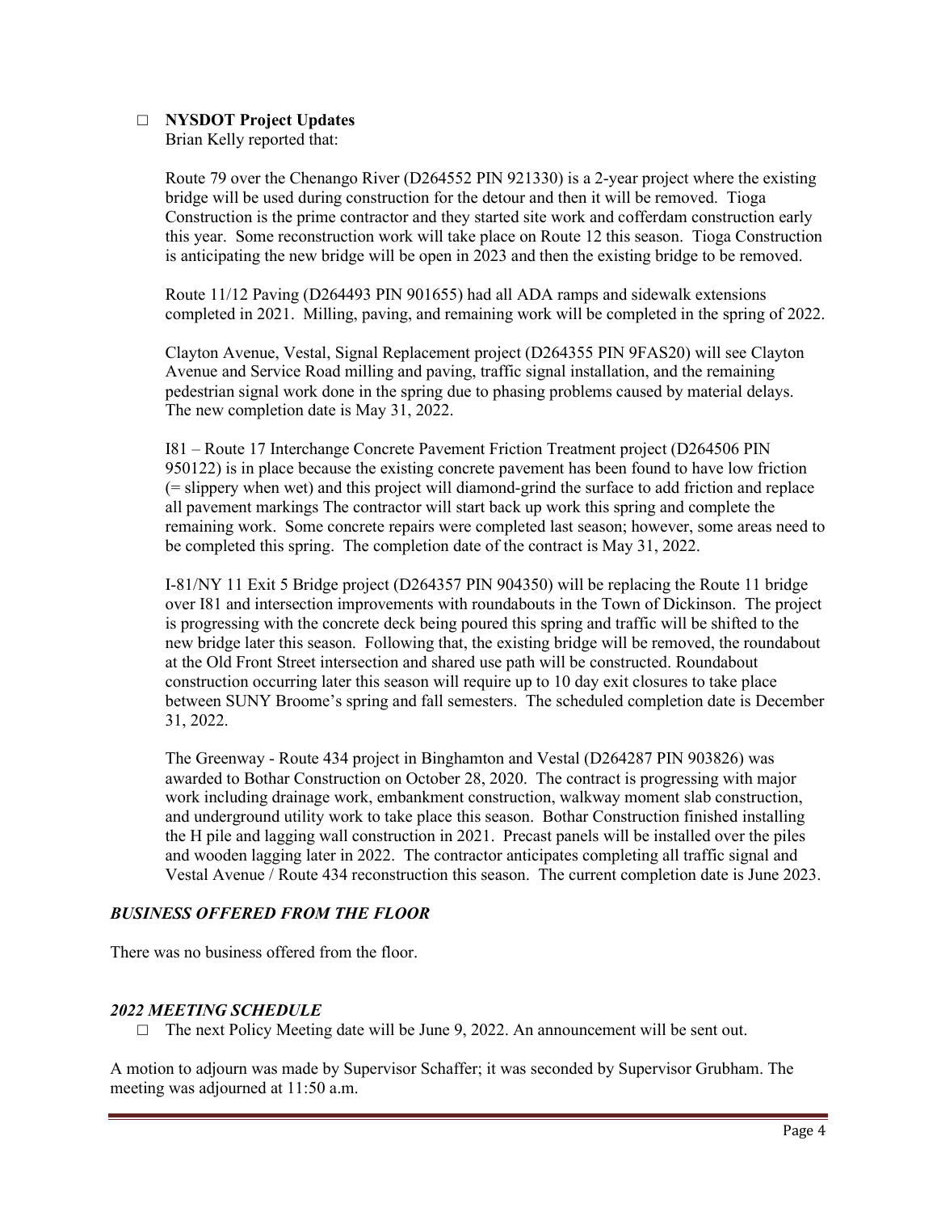- **NYSDOT Project Updates**

  Brian Kelly reported that:

  Route 79 over the Chenango River (D264552 PIN 921330) is a 2-year project where the existing bridge will be used during construction for the detour and then it will be removed. Tioga Construction is the prime contractor and they started site work and cofferdam construction early this year. Some reconstruction work will take place on Route 12 this season. Tioga Construction is anticipating the new bridge will be open in 2023 and then the existing bridge to be removed.

  Route 11/12 Paving (D264493 PIN 901655) had all ADA ramps and sidewalk extensions completed in 2021. Milling, paving, and remaining work will be completed in the spring of 2022.

  Clayton Avenue, Vestal, Signal Replacement project (D264355 PIN 9FAS20) will see Clayton Avenue and Service Road milling and paving, traffic signal installation, and the remaining pedestrian signal work done in the spring due to phasing problems caused by material delays. The new completion date is May 31, 2022.

  I81 – Route 17 Interchange Concrete Pavement Friction Treatment project (D264506 PIN 950122) is in place because the existing concrete pavement has been found to have low friction (= slippery when wet) and this project will diamond-grind the surface to add friction and replace all pavement markings The contractor will start back up work this spring and complete the remaining work. Some concrete repairs were completed last season; however, some areas need to be completed this spring. The completion date of the contract is May 31, 2022.

  I-81/NY 11 Exit 5 Bridge project (D264357 PIN 904350) will be replacing the Route 11 bridge over I81 and intersection improvements with roundabouts in the Town of Dickinson. The project is progressing with the concrete deck being poured this spring and traffic will be shifted to the new bridge later this season. Following that, the existing bridge will be removed, the roundabout at the Old Front Street intersection and shared use path will be constructed. Roundabout construction occurring later this season will require up to 10 day exit closures to take place between SUNY Broome's spring and fall semesters. The scheduled completion date is December 31, 2022.

  The Greenway - Route 434 project in Binghamton and Vestal (D264287 PIN 903826) was awarded to Bothar Construction on October 28, 2020. The contract is progressing with major work including drainage work, embankment construction, walkway moment slab construction, and underground utility work to take place this season. Bothar Construction finished installing the H pile and lagging wall construction in 2021. Precast panels will be installed over the piles and wooden lagging later in 2022. The contractor anticipates completing all traffic signal and Vestal Avenue / Route 434 reconstruction this season. The current completion date is June 2023.

### *BUSINESS OFFERED FROM THE FLOOR*

There was no business offered from the floor.

### *2022 MEETING SCHEDULE*

- The next Policy Meeting date will be June 9, 2022. An announcement will be sent out.

A motion to adjourn was made by Supervisor Schaffer; it was seconded by Supervisor Grubham. The meeting was adjourned at 11:50 a.m.